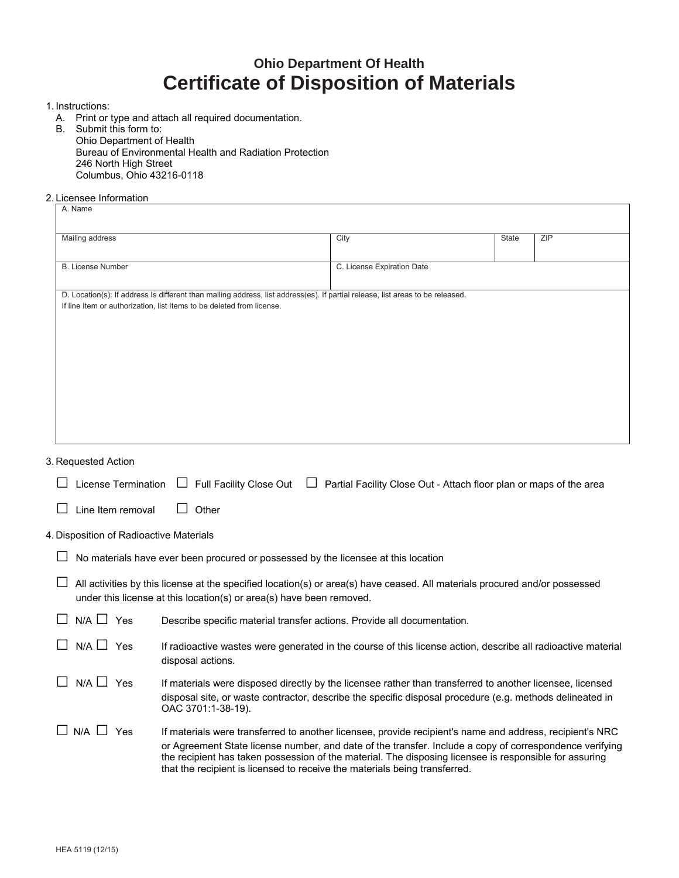## Ohio Department Of Health

# Certificate of Disposition of Materials

1. Instructions:
   A. Print or type and attach all required documentation.
   B. Submit this form to:
      Ohio Department of Health
      Bureau of Environmental Health and Radiation Protection
      246 North High Street
      Columbus, Ohio 43216-0118

2. Licensee Information

| A. Name | | | |
|---|---|---|---|
| Mailing address | City | State | ZIP |
| B. License Number | C. License Expiration Date | | |
| D. Location(s): If address Is different than mailing address, list address(es). If partial release, list areas to be released. If line Item or authorization, list Items to be deleted from license. | | | |

3. Requested Action

☐ License Termination ☐ Full Facility Close Out ☐ Partial Facility Close Out - Attach floor plan or maps of the area

☐ Line Item removal ☐ Other

4. Disposition of Radioactive Materials

☐ No materials have ever been procured or possessed by the licensee at this location

☐ All activities by this license at the specified location(s) or area(s) have ceased. All materials procured and/or possessed under this license at this location(s) or area(s) have been removed.

☐ N/A ☐ Yes Describe specific material transfer actions. Provide all documentation.

☐ N/A ☐ Yes If radioactive wastes were generated in the course of this license action, describe all radioactive material disposal actions.

☐ N/A ☐ Yes If materials were disposed directly by the licensee rather than transferred to another licensee, licensed disposal site, or waste contractor, describe the specific disposal procedure (e.g. methods delineated in OAC 3701:1-38-19).

☐ N/A ☐ Yes If materials were transferred to another licensee, provide recipient's name and address, recipient's NRC or Agreement State license number, and date of the transfer. Include a copy of correspondence verifying the recipient has taken possession of the material. The disposing licensee is responsible for assuring that the recipient is licensed to receive the materials being transferred.

HEA 5119 (12/15)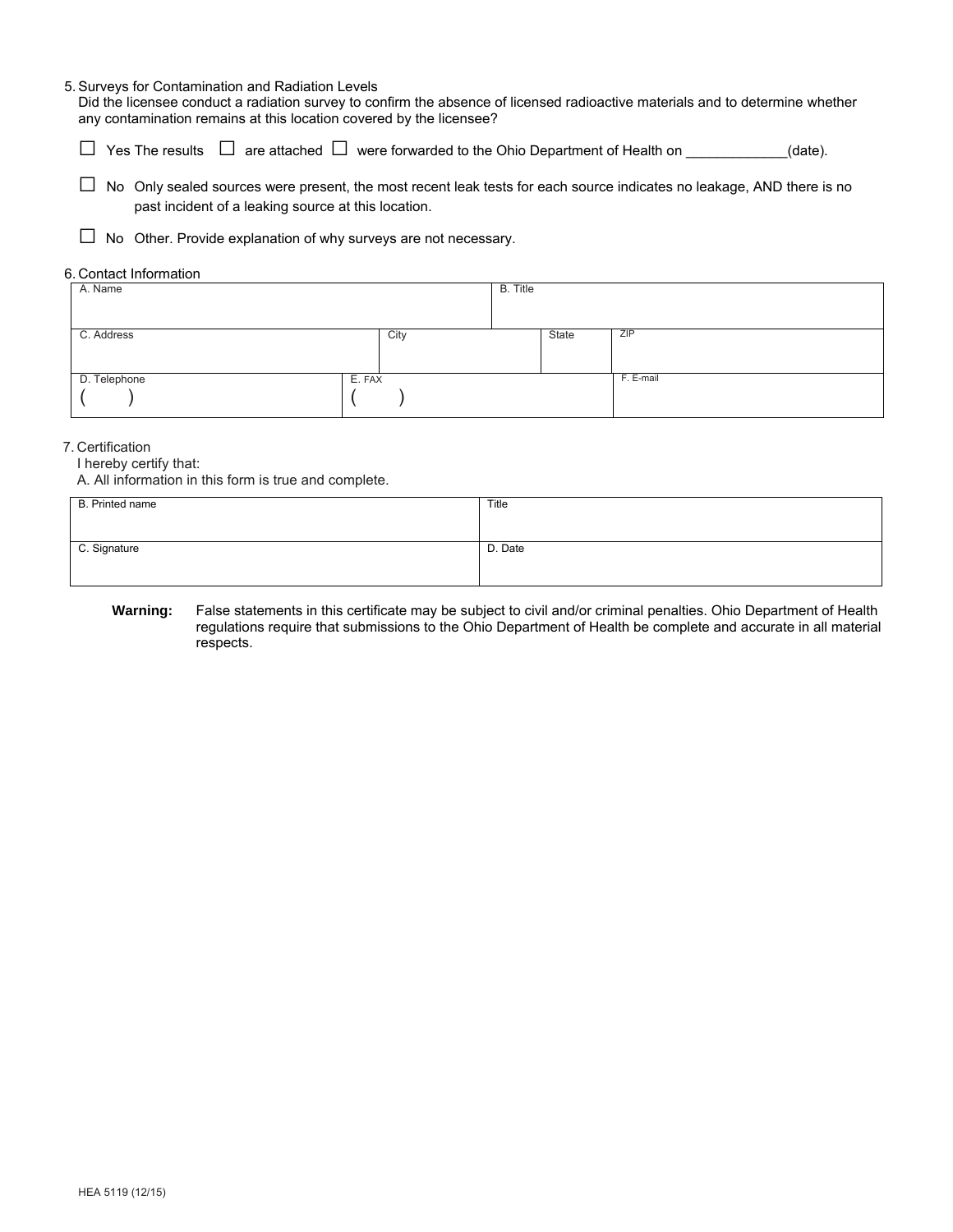5. Surveys for Contamination and Radiation Levels
   Did the licensee conduct a radiation survey to confirm the absence of licensed radioactive materials and to determine whether any contamination remains at this location covered by the licensee?

☐ Yes The results ☐ are attached ☐ were forwarded to the Ohio Department of Health on _____________(date).

☐ No Only sealed sources were present, the most recent leak tests for each source indicates no leakage, AND there is no past incident of a leaking source at this location.

☐ No Other. Provide explanation of why surveys are not necessary.

6. Contact Information

| | | | |
|---|---|---|---|
| A. Name | | B. Title | |
| C. Address | City | State | ZIP |
| D. Telephone ( ) | E. FAX ( ) | | F. E-mail |

7. Certification
   I hereby certify that:
   A. All information in this form is true and complete.

| | |
|---|---|
| B. Printed name | Title |
| C. Signature | D. Date |

**Warning:** False statements in this certificate may be subject to civil and/or criminal penalties. Ohio Department of Health regulations require that submissions to the Ohio Department of Health be complete and accurate in all material respects.

HEA 5119 (12/15)